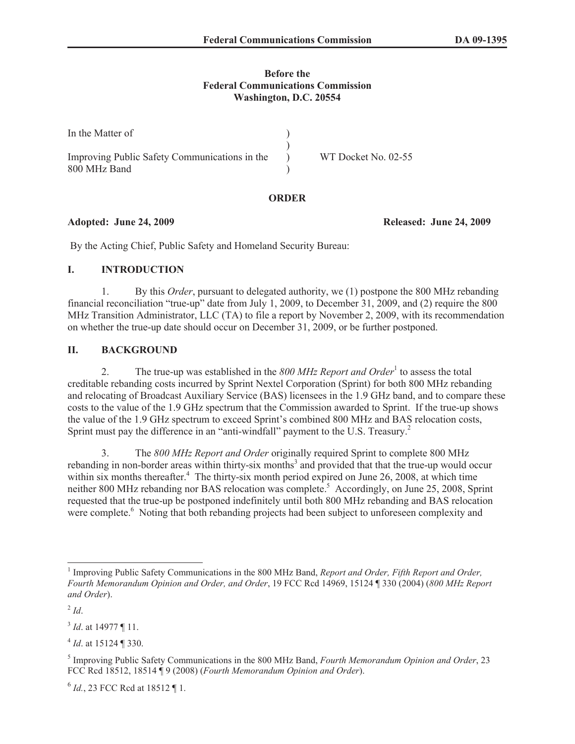**Before the**
**Federal Communications Commission**
**Washington, D.C. 20554**

| | | |
|---|---|---|
| In the Matter of | ) | |
| | ) | |
| Improving Public Safety Communications in the 800 MHz Band | ) | WT Docket No. 02-55 |
| | ) | |

**ORDER**

**Adopted: June 24, 2009** **Released: June 24, 2009**

By the Acting Chief, Public Safety and Homeland Security Bureau:

## I. INTRODUCTION

1. By this *Order*, pursuant to delegated authority, we (1) postpone the 800 MHz rebanding financial reconciliation "true-up" date from July 1, 2009, to December 31, 2009, and (2) require the 800 MHz Transition Administrator, LLC (TA) to file a report by November 2, 2009, with its recommendation on whether the true-up date should occur on December 31, 2009, or be further postponed.

## II. BACKGROUND

2. The true-up was established in the *800 MHz Report and Order*[1] to assess the total creditable rebanding costs incurred by Sprint Nextel Corporation (Sprint) for both 800 MHz rebanding and relocating of Broadcast Auxiliary Service (BAS) licensees in the 1.9 GHz band, and to compare these costs to the value of the 1.9 GHz spectrum that the Commission awarded to Sprint. If the true-up shows the value of the 1.9 GHz spectrum to exceed Sprint's combined 800 MHz and BAS relocation costs, Sprint must pay the difference in an "anti-windfall" payment to the U.S. Treasury.[2]

3. The *800 MHz Report and Order* originally required Sprint to complete 800 MHz rebanding in non-border areas within thirty-six months[3] and provided that that the true-up would occur within six months thereafter.[4] The thirty-six month period expired on June 26, 2008, at which time neither 800 MHz rebanding nor BAS relocation was complete.[5] Accordingly, on June 25, 2008, Sprint requested that the true-up be postponed indefinitely until both 800 MHz rebanding and BAS relocation were complete.[6] Noting that both rebanding projects had been subject to unforeseen complexity and

---

[1] Improving Public Safety Communications in the 800 MHz Band, *Report and Order, Fifth Report and Order, Fourth Memorandum Opinion and Order, and Order*, 19 FCC Rcd 14969, 15124 ¶ 330 (2004) (*800 MHz Report and Order*).

[2] *Id*.

[3] *Id*. at 14977 ¶ 11.

[4] *Id*. at 15124 ¶ 330.

[5] Improving Public Safety Communications in the 800 MHz Band, *Fourth Memorandum Opinion and Order*, 23 FCC Rcd 18512, 18514 ¶ 9 (2008) (*Fourth Memorandum Opinion and Order*).

[6] *Id.*, 23 FCC Rcd at 18512 ¶ 1.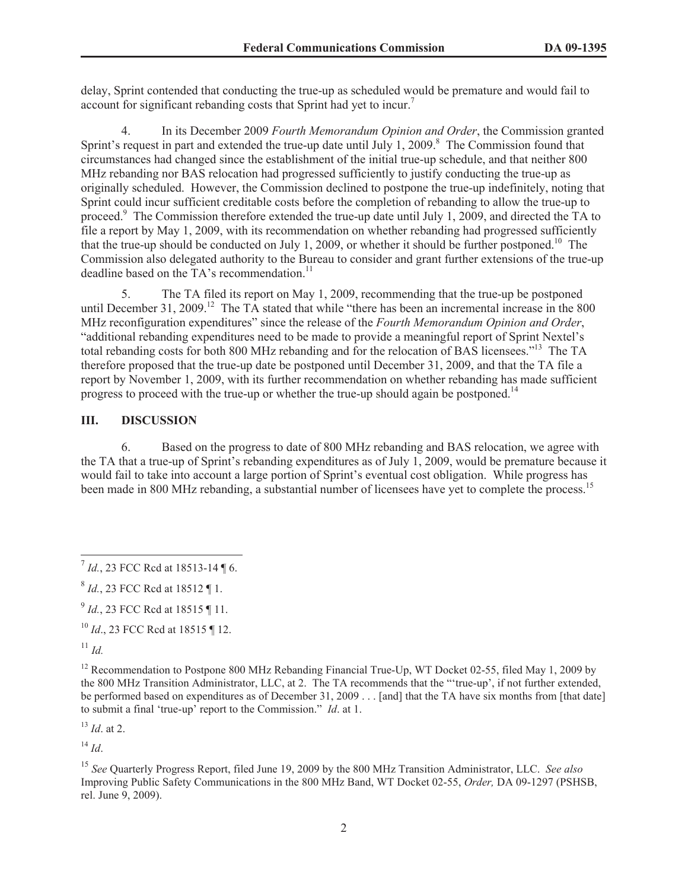delay, Sprint contended that conducting the true-up as scheduled would be premature and would fail to account for significant rebanding costs that Sprint had yet to incur.[7]

4. In its December 2009 *Fourth Memorandum Opinion and Order*, the Commission granted Sprint's request in part and extended the true-up date until July 1, 2009.[8] The Commission found that circumstances had changed since the establishment of the initial true-up schedule, and that neither 800 MHz rebanding nor BAS relocation had progressed sufficiently to justify conducting the true-up as originally scheduled. However, the Commission declined to postpone the true-up indefinitely, noting that Sprint could incur sufficient creditable costs before the completion of rebanding to allow the true-up to proceed.[9] The Commission therefore extended the true-up date until July 1, 2009, and directed the TA to file a report by May 1, 2009, with its recommendation on whether rebanding had progressed sufficiently that the true-up should be conducted on July 1, 2009, or whether it should be further postponed.[10] The Commission also delegated authority to the Bureau to consider and grant further extensions of the true-up deadline based on the TA's recommendation.[11]

5. The TA filed its report on May 1, 2009, recommending that the true-up be postponed until December 31, 2009.[12] The TA stated that while "there has been an incremental increase in the 800 MHz reconfiguration expenditures" since the release of the *Fourth Memorandum Opinion and Order*, "additional rebanding expenditures need to be made to provide a meaningful report of Sprint Nextel's total rebanding costs for both 800 MHz rebanding and for the relocation of BAS licensees."[13] The TA therefore proposed that the true-up date be postponed until December 31, 2009, and that the TA file a report by November 1, 2009, with its further recommendation on whether rebanding has made sufficient progress to proceed with the true-up or whether the true-up should again be postponed.[14]

## III. DISCUSSION

6. Based on the progress to date of 800 MHz rebanding and BAS relocation, we agree with the TA that a true-up of Sprint's rebanding expenditures as of July 1, 2009, would be premature because it would fail to take into account a large portion of Sprint's eventual cost obligation. While progress has been made in 800 MHz rebanding, a substantial number of licensees have yet to complete the process.[15]

---

[7] *Id.*, 23 FCC Rcd at 18513-14 ¶ 6.

[8] *Id.*, 23 FCC Rcd at 18512 ¶ 1.

[9] *Id.*, 23 FCC Rcd at 18515 ¶ 11.

[10] *Id*., 23 FCC Rcd at 18515 ¶ 12.

[11] *Id.*

[12] Recommendation to Postpone 800 MHz Rebanding Financial True-Up, WT Docket 02-55, filed May 1, 2009 by the 800 MHz Transition Administrator, LLC, at 2. The TA recommends that the "'true-up', if not further extended, be performed based on expenditures as of December 31, 2009 . . . [and] that the TA have six months from [that date] to submit a final 'true-up' report to the Commission." *Id*. at 1.

[13] *Id*. at 2.

[14] *Id*.

[15] *See* Quarterly Progress Report, filed June 19, 2009 by the 800 MHz Transition Administrator, LLC. *See also* Improving Public Safety Communications in the 800 MHz Band, WT Docket 02-55, *Order,* DA 09-1297 (PSHSB, rel. June 9, 2009).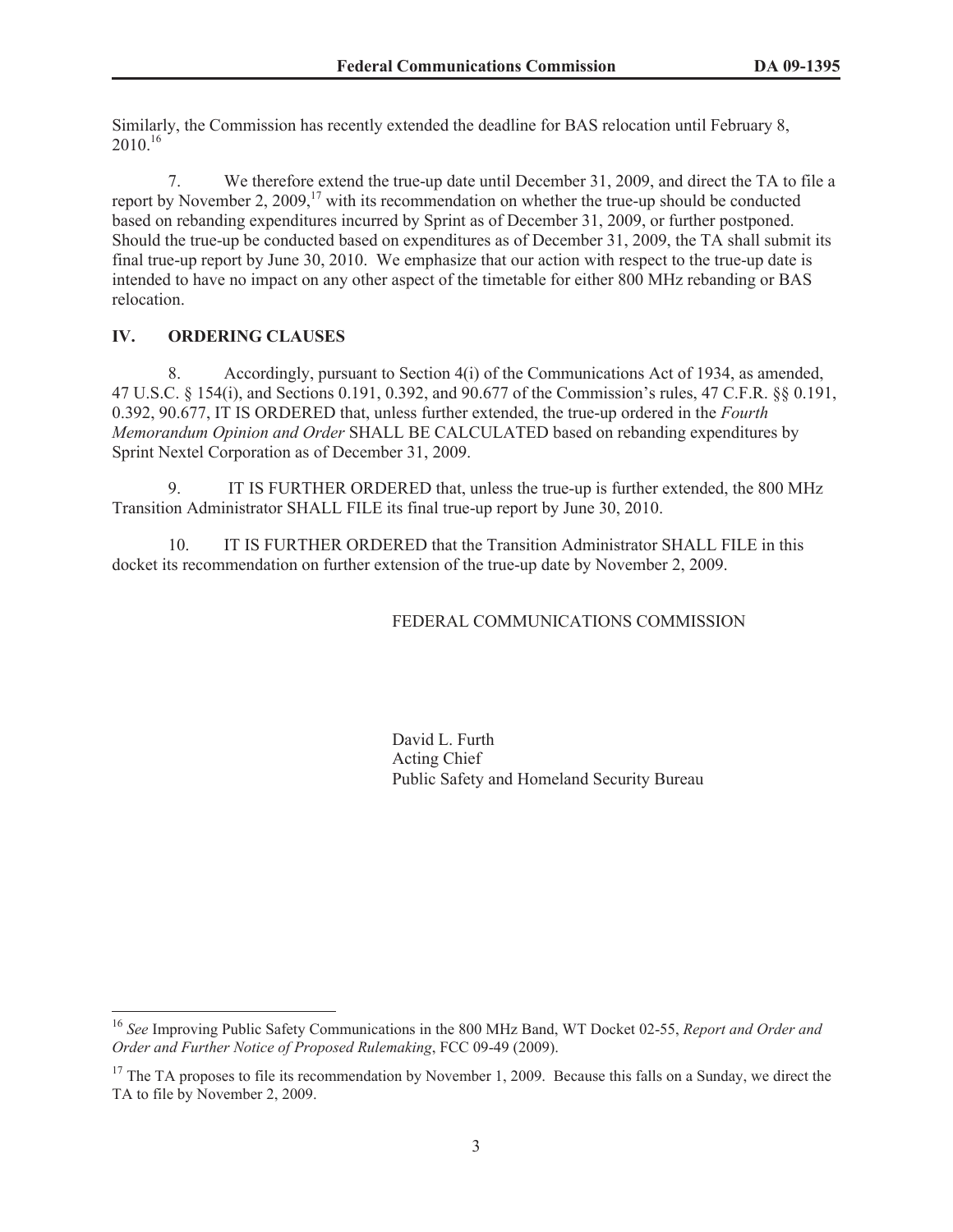Similarly, the Commission has recently extended the deadline for BAS relocation until February 8, 2010.[16]

7. We therefore extend the true-up date until December 31, 2009, and direct the TA to file a report by November 2, 2009,[17] with its recommendation on whether the true-up should be conducted based on rebanding expenditures incurred by Sprint as of December 31, 2009, or further postponed. Should the true-up be conducted based on expenditures as of December 31, 2009, the TA shall submit its final true-up report by June 30, 2010. We emphasize that our action with respect to the true-up date is intended to have no impact on any other aspect of the timetable for either 800 MHz rebanding or BAS relocation.

## IV. ORDERING CLAUSES

8. Accordingly, pursuant to Section 4(i) of the Communications Act of 1934, as amended, 47 U.S.C. § 154(i), and Sections 0.191, 0.392, and 90.677 of the Commission's rules, 47 C.F.R. §§ 0.191, 0.392, 90.677, IT IS ORDERED that, unless further extended, the true-up ordered in the *Fourth Memorandum Opinion and Order* SHALL BE CALCULATED based on rebanding expenditures by Sprint Nextel Corporation as of December 31, 2009.

9. IT IS FURTHER ORDERED that, unless the true-up is further extended, the 800 MHz Transition Administrator SHALL FILE its final true-up report by June 30, 2010.

10. IT IS FURTHER ORDERED that the Transition Administrator SHALL FILE in this docket its recommendation on further extension of the true-up date by November 2, 2009.

FEDERAL COMMUNICATIONS COMMISSION

David L. Furth
Acting Chief
Public Safety and Homeland Security Bureau

---

[16] *See* Improving Public Safety Communications in the 800 MHz Band, WT Docket 02-55, *Report and Order and Order and Further Notice of Proposed Rulemaking*, FCC 09-49 (2009).

[17] The TA proposes to file its recommendation by November 1, 2009. Because this falls on a Sunday, we direct the TA to file by November 2, 2009.